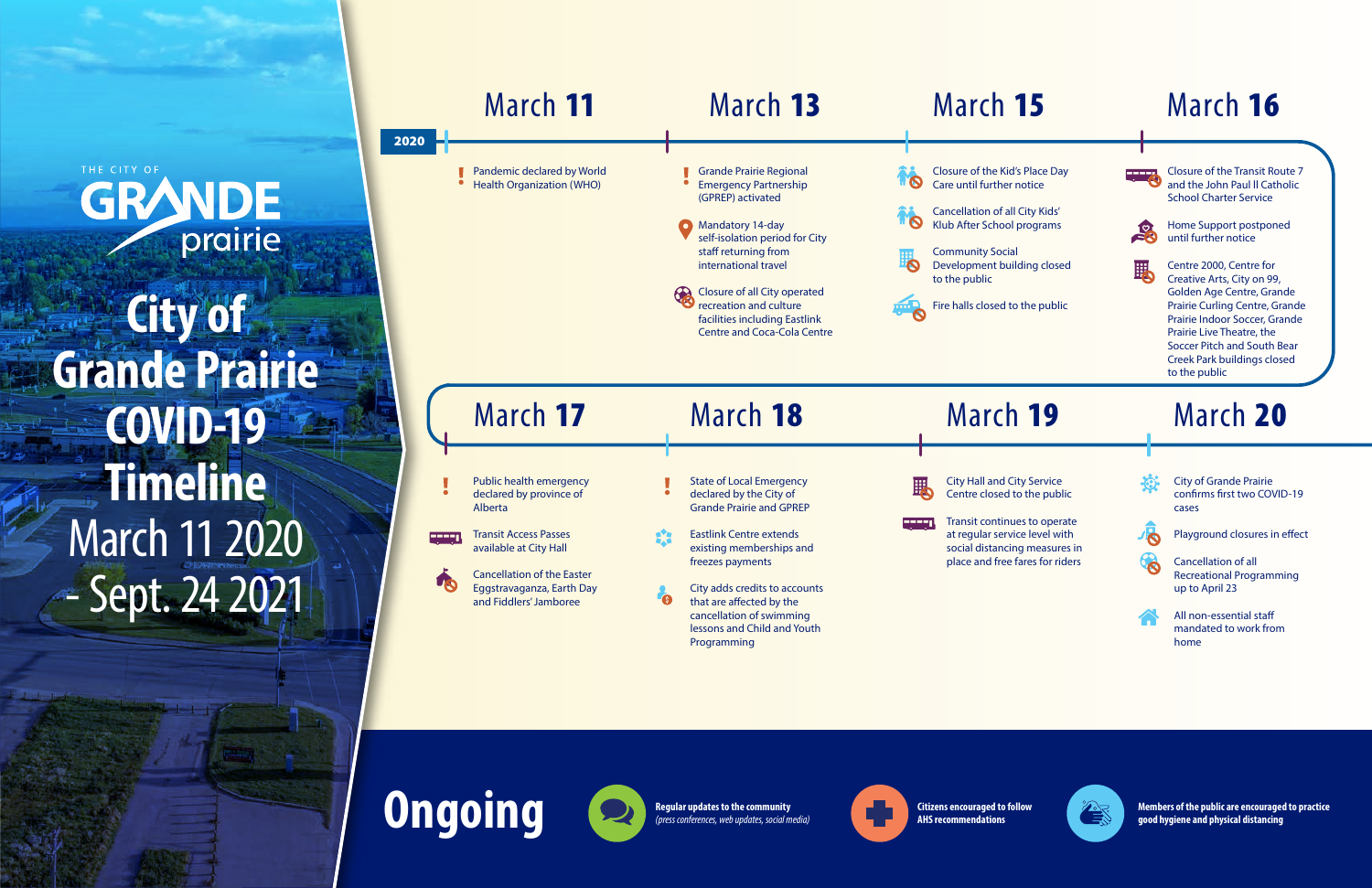THE CITY OF GRANDE prairie

# City of Grande Prairie COVID-19 Timeline March 11 2020 - Sept. 24 2021

**2020**

## March 11

- Pandemic declared by World Health Organization (WHO)

## March 13

- Grande Prairie Regional Emergency Partnership (GPREP) activated
- Mandatory 14-day self-isolation period for City staff returning from international travel
- Closure of all City operated recreation and culture facilities including Eastlink Centre and Coca-Cola Centre

## March 15

- Closure of the Kid's Place Day Care until further notice
- Cancellation of all City Kids' Klub After School programs
- Community Social Development building closed to the public
- Fire halls closed to the public

## March 16

- Closure of the Transit Route 7 and the John Paul II Catholic School Charter Service
- Home Support postponed until further notice
- Centre 2000, Centre for Creative Arts, City on 99, Golden Age Centre, Grande Prairie Curling Centre, Grande Prairie Indoor Soccer, Grande Prairie Live Theatre, the Soccer Pitch and South Bear Creek Park buildings closed to the public

## March 17

- Public health emergency declared by province of Alberta
- Transit Access Passes available at City Hall
- Cancellation of the Easter Eggstravaganza, Earth Day and Fiddlers' Jamboree

## March 18

- State of Local Emergency declared by the City of Grande Prairie and GPREP
- Eastlink Centre extends existing memberships and freezes payments
- City adds credits to accounts that are affected by the cancellation of swimming lessons and Child and Youth Programming

## March 19

- City Hall and City Service Centre closed to the public
- Transit continues to operate at regular service level with social distancing measures in place and free fares for riders

## March 20

- City of Grande Prairie confirms first two COVID-19 cases
- Playground closures in effect
- Cancellation of all Recreational Programming up to April 23
- All non-essential staff mandated to work from home

## Ongoing

- **Regular updates to the community** *(press conferences, web updates, social media)*
- **Citizens encouraged to follow AHS recommendations**
- **Members of the public are encouraged to practice good hygiene and physical distancing**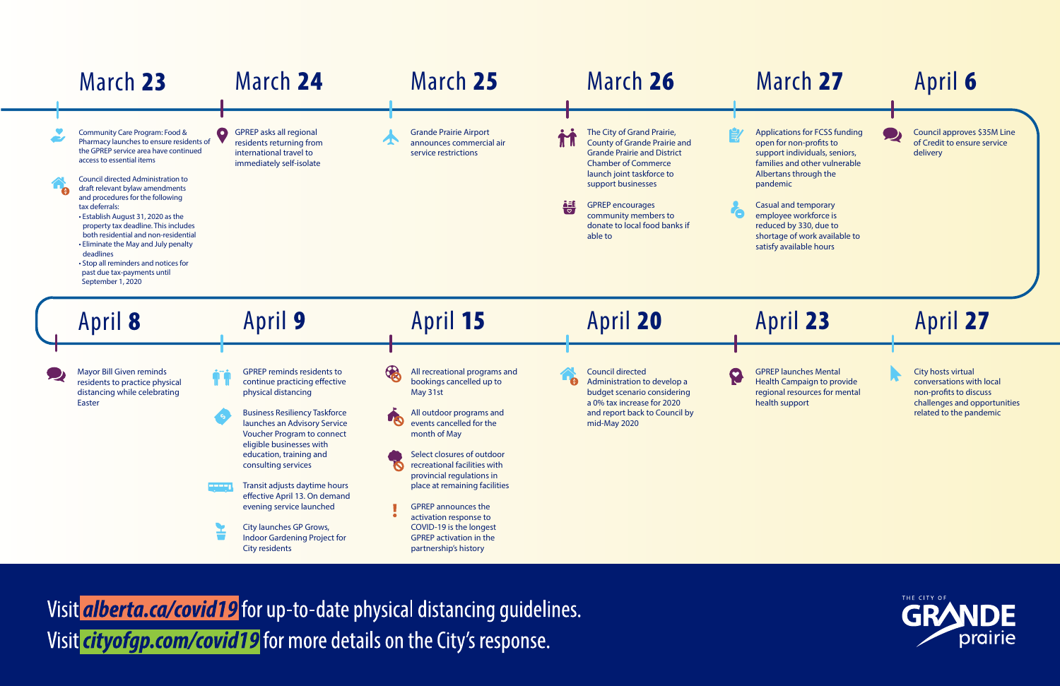## March 23

- Community Care Program: Food & Pharmacy launches to ensure residents of the GPREP service area have continued access to essential items
- Council directed Administration to draft relevant bylaw amendments and procedures for the following tax deferrals:
  - Establish August 31, 2020 as the property tax deadline. This includes both residential and non-residential
  - Eliminate the May and July penalty deadlines
  - Stop all reminders and notices for past due tax-payments until September 1, 2020

## March 24

- GPREP asks all regional residents returning from international travel to immediately self-isolate

## March 25

- Grande Prairie Airport announces commercial air service restrictions

## March 26

- The City of Grande Prairie, County of Grande Prairie and Grande Prairie and District Chamber of Commerce launch joint taskforce to support businesses
- GPREP encourages community members to donate to local food banks if able to

## March 27

- Applications for FCSS funding open for non-profits to support individuals, seniors, families and other vulnerable Albertans through the pandemic
- Casual and temporary employee workforce is reduced by 330, due to shortage of work available to satisfy available hours

## April 6

- Council approves $35M Line of Credit to ensure service delivery

## April 8

- Mayor Bill Given reminds residents to practice physical distancing while celebrating Easter

## April 9

- GPREP reminds residents to continue practicing effective physical distancing
- Business Resiliency Taskforce launches an Advisory Service Voucher Program to connect eligible businesses with education, training and consulting services
- Transit adjusts daytime hours effective April 13. On demand evening service launched
- City launches GP Grows, Indoor Gardening Project for City residents

## April 15

- All recreational programs and bookings cancelled up to May 31st
- All outdoor programs and events cancelled for the month of May
- Select closures of outdoor recreational facilities with provincial regulations in place at remaining facilities
- GPREP announces the activation response to COVID-19 is the longest GPREP activation in the partnership's history

## April 20

- Council directed Administration to develop a budget scenario considering a 0% tax increase for 2020 and report back to Council by mid-May 2020

## April 23

- GPREP launches Mental Health Campaign to provide regional resources for mental health support

## April 27

- City hosts virtual conversations with local non-profits to discuss challenges and opportunities related to the pandemic

Visit **alberta.ca/covid19** for up-to-date physical distancing guidelines.

Visit **cityofgp.com/covid19** for more details on the City's response.

THE CITY OF GRANDE prairie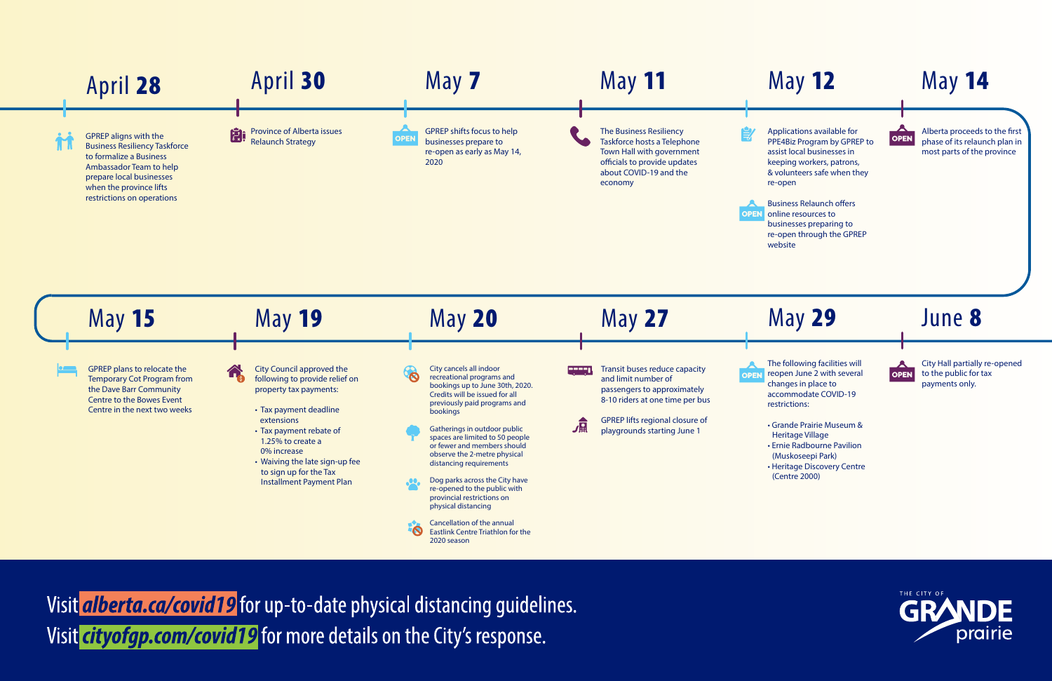## April 28

GPREP aligns with the Business Resiliency Taskforce to formalize a Business Ambassador Team to help prepare local businesses when the province lifts restrictions on operations

## April 30

Province of Alberta issues Relaunch Strategy

## May 7

GPREP shifts focus to help businesses prepare to re-open as early as May 14, 2020

## May 11

The Business Resiliency Taskforce hosts a Telephone Town Hall with government officials to provide updates about COVID-19 and the economy

## May 12

Applications available for PPE4Biz Program by GPREP to assist local businesses in keeping workers, patrons, & volunteers safe when they re-open

Business Relaunch offers online resources to businesses preparing to re-open through the GPREP website

## May 14

Alberta proceeds to the first phase of its relaunch plan in most parts of the province

## May 15

GPREP plans to relocate the Temporary Cot Program from the Dave Barr Community Centre to the Bowes Event Centre in the next two weeks

## May 19

City Council approved the following to provide relief on property tax payments:

- Tax payment deadline extensions
- Tax payment rebate of 1.25% to create a 0% increase
- Waiving the late sign-up fee to sign up for the Tax Installment Payment Plan

## May 20

City cancels all indoor recreational programs and bookings up to June 30th, 2020. Credits will be issued for all previously paid programs and bookings

Gatherings in outdoor public spaces are limited to 50 people or fewer and members should observe the 2-metre physical distancing requirements

Dog parks across the City have re-opened to the public with provincial restrictions on physical distancing

Cancellation of the annual Eastlink Centre Triathlon for the 2020 season

## May 27

Transit buses reduce capacity and limit number of passengers to approximately 8-10 riders at one time per bus

GPREP lifts regional closure of playgrounds starting June 1

## May 29

The following facilities will reopen June 2 with several changes in place to accommodate COVID-19 restrictions:

- Grande Prairie Museum & Heritage Village
- Ernie Radbourne Pavilion (Muskoseepi Park)
- Heritage Discovery Centre (Centre 2000)

## June 8

City Hall partially re-opened to the public for tax payments only.

Visit ***alberta.ca/covid19*** for up-to-date physical distancing guidelines.
Visit ***cityofgp.com/covid19*** for more details on the City's response.

THE CITY OF GRANDE prairie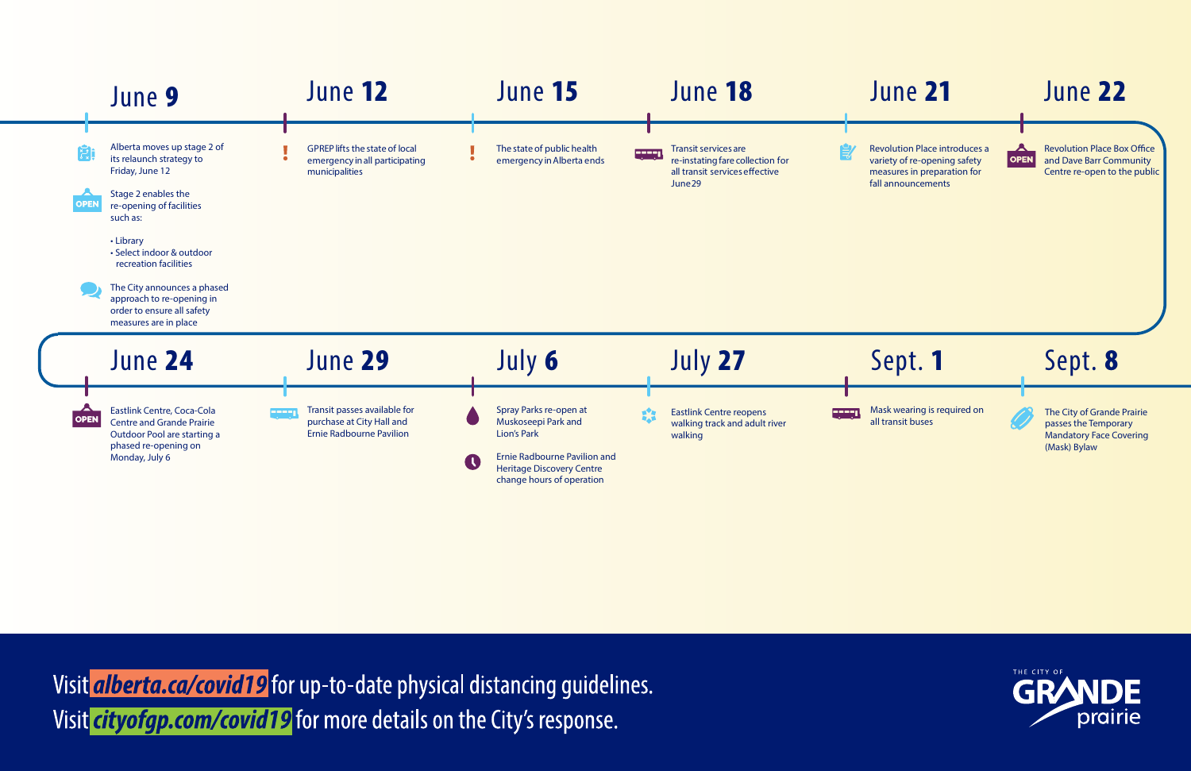## June 9

Alberta moves up stage 2 of its relaunch strategy to Friday, June 12

Stage 2 enables the re-opening of facilities such as:

- Library
- Select indoor & outdoor recreation facilities

The City announces a phased approach to re-opening in order to ensure all safety measures are in place

## June 12

GPREP lifts the state of local emergency in all participating municipalities

## June 15

The state of public health emergency in Alberta ends

## June 18

Transit services are re-instating fare collection for all transit services effective June 29

## June 21

Revolution Place introduces a variety of re-opening safety measures in preparation for fall announcements

## June 22

Revolution Place Box Office and Dave Barr Community Centre re-open to the public

## June 24

Eastlink Centre, Coca-Cola Centre and Grande Prairie Outdoor Pool are starting a phased re-opening on Monday, July 6

## June 29

Transit passes available for purchase at City Hall and Ernie Radbourne Pavilion

## July 6

Spray Parks re-open at Muskoseepi Park and Lion's Park

Ernie Radbourne Pavilion and Heritage Discovery Centre change hours of operation

## July 27

Eastlink Centre reopens walking track and adult river walking

## Sept. 1

Mask wearing is required on all transit buses

## Sept. 8

The City of Grande Prairie passes the Temporary Mandatory Face Covering (Mask) Bylaw

Visit *alberta.ca/covid19* for up-to-date physical distancing guidelines.
Visit *cityofgp.com/covid19* for more details on the City's response.

THE CITY OF GRANDE prairie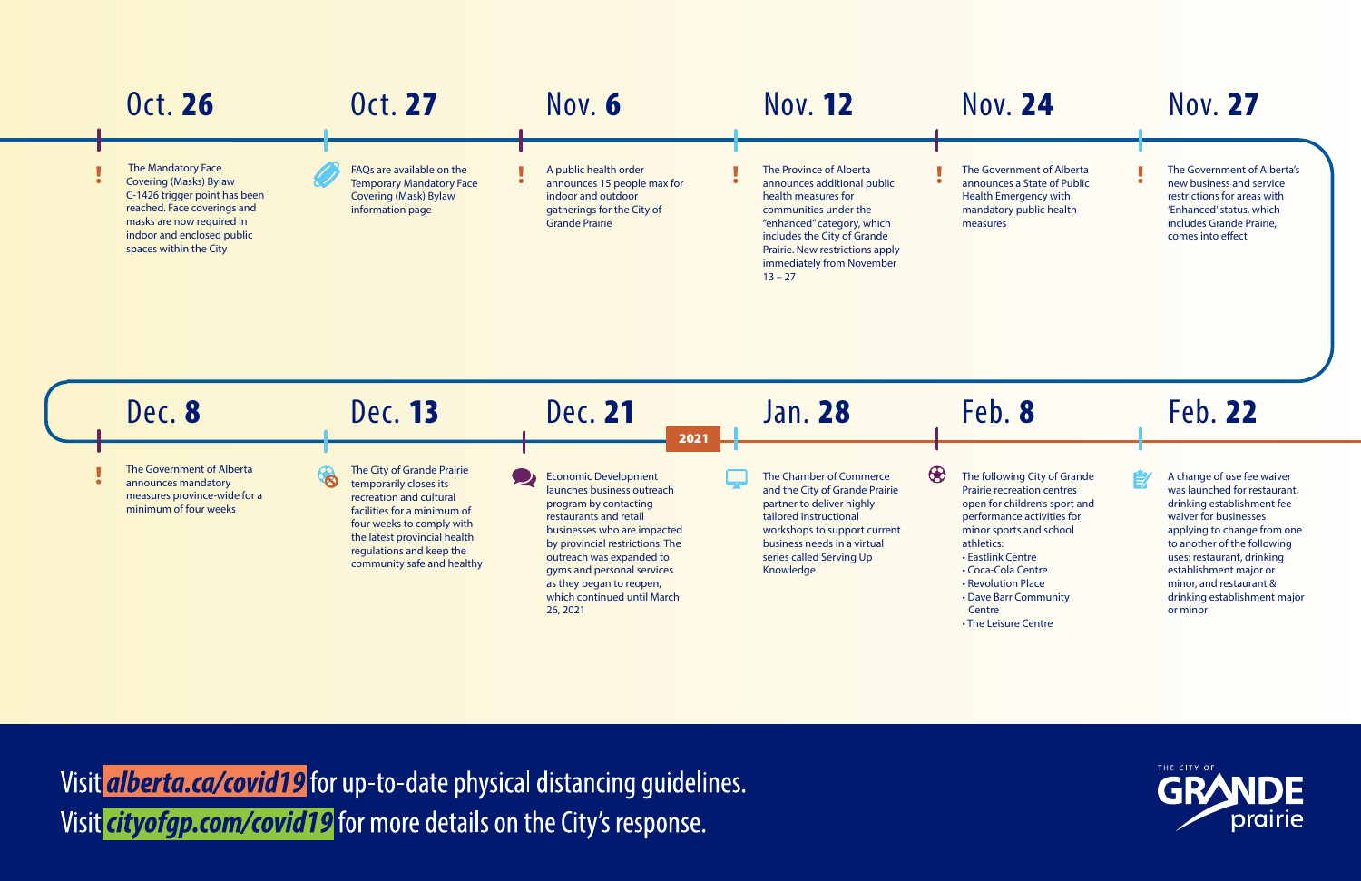### Oct. 26

The Mandatory Face Covering (Masks) Bylaw C-1426 trigger point has been reached. Face coverings and masks are now required in indoor and enclosed public spaces within the City

### Oct. 27

FAQs are available on the Temporary Mandatory Face Covering (Mask) Bylaw information page

### Nov. 6

A public health order announces 15 people max for indoor and outdoor gatherings for the City of Grande Prairie

### Nov. 12

The Province of Alberta announces additional public health measures for communities under the "enhanced" category, which includes the City of Grande Prairie. New restrictions apply immediately from November 13 – 27

### Nov. 24

The Government of Alberta announces a State of Public Health Emergency with mandatory public health measures

### Nov. 27

The Government of Alberta's new business and service restrictions for areas with 'Enhanced' status, which includes Grande Prairie, comes into effect

### Dec. 8

The Government of Alberta announces mandatory measures province-wide for a minimum of four weeks

### Dec. 13

The City of Grande Prairie temporarily closes its recreation and cultural facilities for a minimum of four weeks to comply with the latest provincial health regulations and keep the community safe and healthy

### Dec. 21

Economic Development launches business outreach program by contacting restaurants and retail businesses who are impacted by provincial restrictions. The outreach was expanded to gyms and personal services as they began to reopen, which continued until March 26, 2021

**2021**

### Jan. 28

The Chamber of Commerce and the City of Grande Prairie partner to deliver highly tailored instructional workshops to support current business needs in a virtual series called Serving Up Knowledge

### Feb. 8

The following City of Grande Prairie recreation centres open for children's sport and performance activities for minor sports and school athletics:

- Eastlink Centre
- Coca-Cola Centre
- Revolution Place
- Dave Barr Community Centre
- The Leisure Centre

### Feb. 22

A change of use fee waiver was launched for restaurant, drinking establishment fee waiver for businesses applying to change from one to another of the following uses: restaurant, drinking establishment major or minor, and restaurant & drinking establishment major or minor

Visit *alberta.ca/covid19* for up-to-date physical distancing guidelines.
Visit *cityofgp.com/covid19* for more details on the City's response.

THE CITY OF GRANDE prairie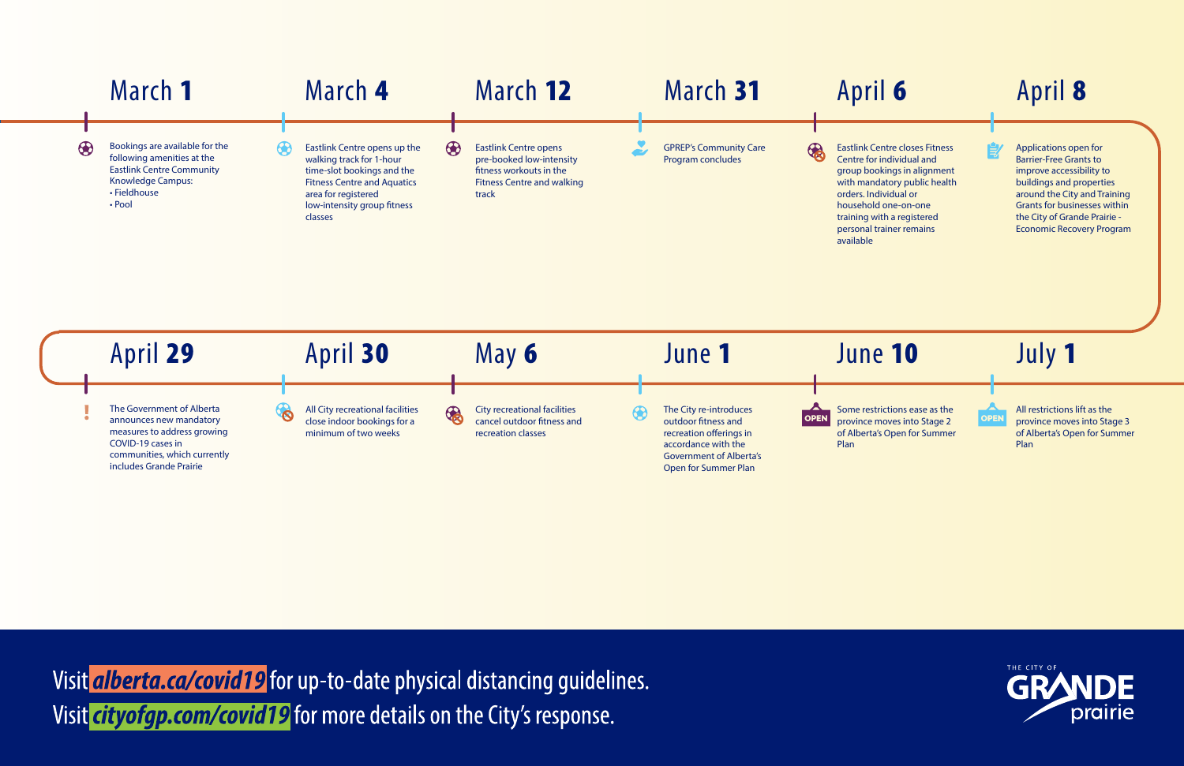## March 1

Bookings are available for the following amenities at the Eastlink Centre Community Knowledge Campus:

- Fieldhouse
- Pool

## March 4

Eastlink Centre opens up the walking track for 1-hour time-slot bookings and the Fitness Centre and Aquatics area for registered low-intensity group fitness classes

## March 12

Eastlink Centre opens pre-booked low-intensity fitness workouts in the Fitness Centre and walking track

## March 31

GPREP's Community Care Program concludes

## April 6

Eastlink Centre closes Fitness Centre for individual and group bookings in alignment with mandatory public health orders. Individual or household one-on-one training with a registered personal trainer remains available

## April 8

Applications open for Barrier-Free Grants to improve accessibility to buildings and properties around the City and Training Grants for businesses within the City of Grande Prairie - Economic Recovery Program

## April 29

The Government of Alberta announces new mandatory measures to address growing COVID-19 cases in communities, which currently includes Grande Prairie

## April 30

All City recreational facilities close indoor bookings for a minimum of two weeks

## May 6

City recreational facilities cancel outdoor fitness and recreation classes

## June 1

The City re-introduces outdoor fitness and recreation offerings in accordance with the Government of Alberta's Open for Summer Plan

## June 10

Some restrictions ease as the province moves into Stage 2 of Alberta's Open for Summer Plan

## July 1

All restrictions lift as the province moves into Stage 3 of Alberta's Open for Summer Plan

Visit ***alberta.ca/covid19*** for up-to-date physical distancing guidelines.

Visit ***cityofgp.com/covid19*** for more details on the City's response.

THE CITY OF GRANDE prairie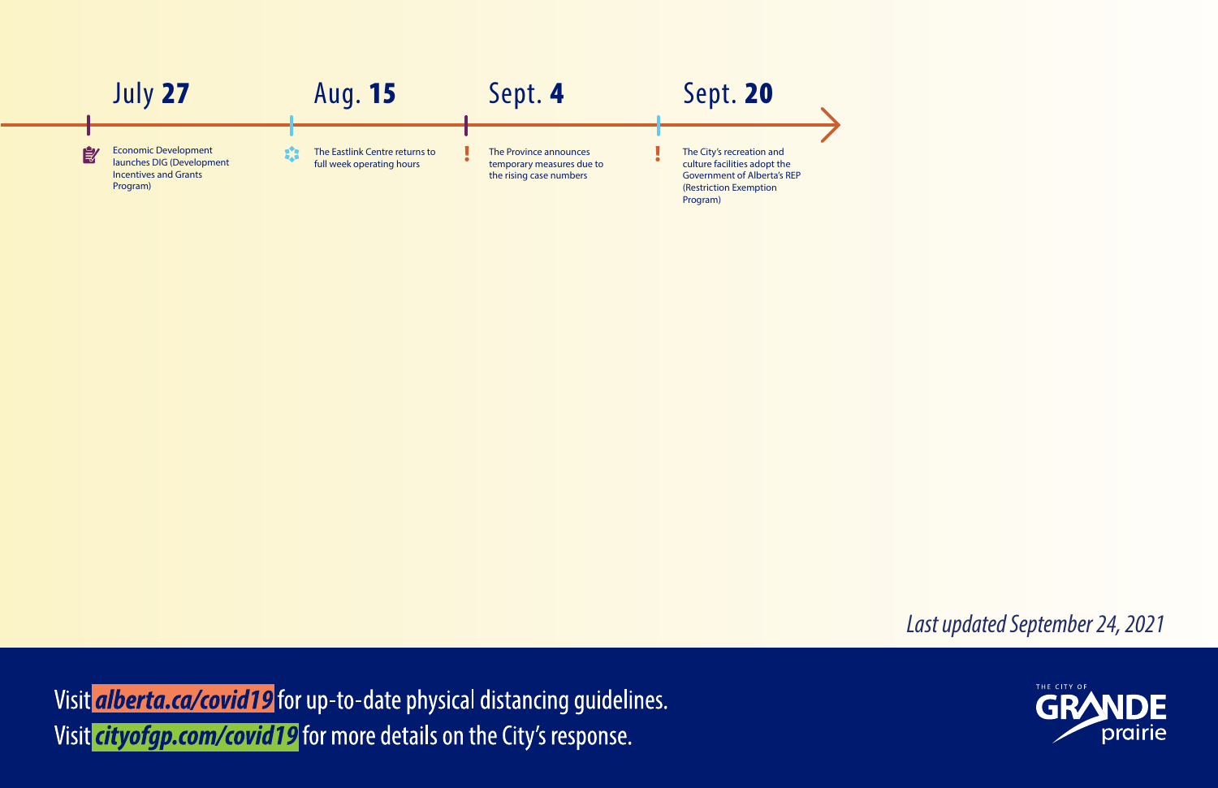## July **27**

Economic Development launches DIG (Development Incentives and Grants Program)

## Aug. **15**

The Eastlink Centre returns to full week operating hours

## Sept. **4**

The Province announces temporary measures due to the rising case numbers

## Sept. **20**

The City's recreation and culture facilities adopt the Government of Alberta's REP (Restriction Exemption Program)

*Last updated September 24, 2021*

Visit ***alberta.ca/covid19*** for up-to-date physical distancing guidelines.
Visit ***cityofgp.com/covid19*** for more details on the City's response.

THE CITY OF GRANDE prairie